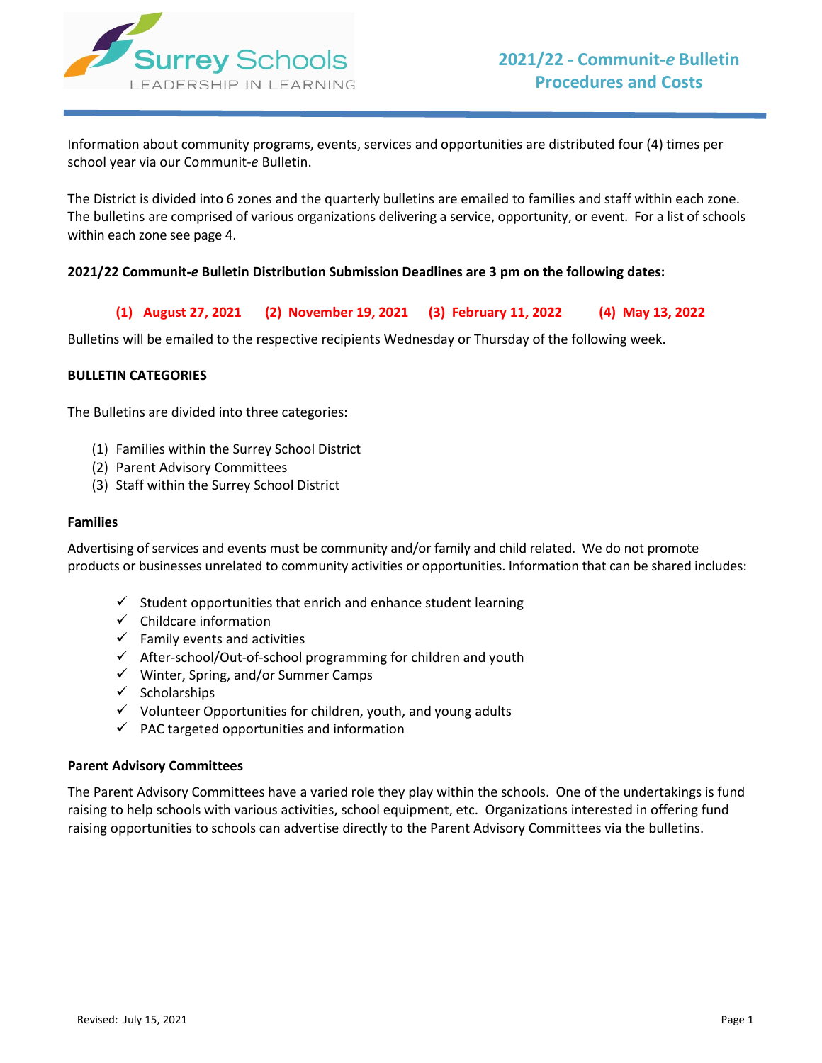# 2021/22 - Communit-*e* Bulletin Procedures and Costs

Information about community programs, events, services and opportunities are distributed four (4) times per school year via our Communit-*e* Bulletin.

The District is divided into 6 zones and the quarterly bulletins are emailed to families and staff within each zone. The bulletins are comprised of various organizations delivering a service, opportunity, or event. For a list of schools within each zone see page 4.

**2021/22 Communit-*e* Bulletin Distribution Submission Deadlines are 3 pm on the following dates:**

**(1) August 27, 2021 (2) November 19, 2021 (3) February 11, 2022 (4) May 13, 2022**

Bulletins will be emailed to the respective recipients Wednesday or Thursday of the following week.

**BULLETIN CATEGORIES**

The Bulletins are divided into three categories:

(1) Families within the Surrey School District
(2) Parent Advisory Committees
(3) Staff within the Surrey School District

**Families**

Advertising of services and events must be community and/or family and child related. We do not promote products or businesses unrelated to community activities or opportunities. Information that can be shared includes:

- ✓ Student opportunities that enrich and enhance student learning
- ✓ Childcare information
- ✓ Family events and activities
- ✓ After-school/Out-of-school programming for children and youth
- ✓ Winter, Spring, and/or Summer Camps
- ✓ Scholarships
- ✓ Volunteer Opportunities for children, youth, and young adults
- ✓ PAC targeted opportunities and information

**Parent Advisory Committees**

The Parent Advisory Committees have a varied role they play within the schools. One of the undertakings is fund raising to help schools with various activities, school equipment, etc. Organizations interested in offering fund raising opportunities to schools can advertise directly to the Parent Advisory Committees via the bulletins.

Revised: July 15, 2021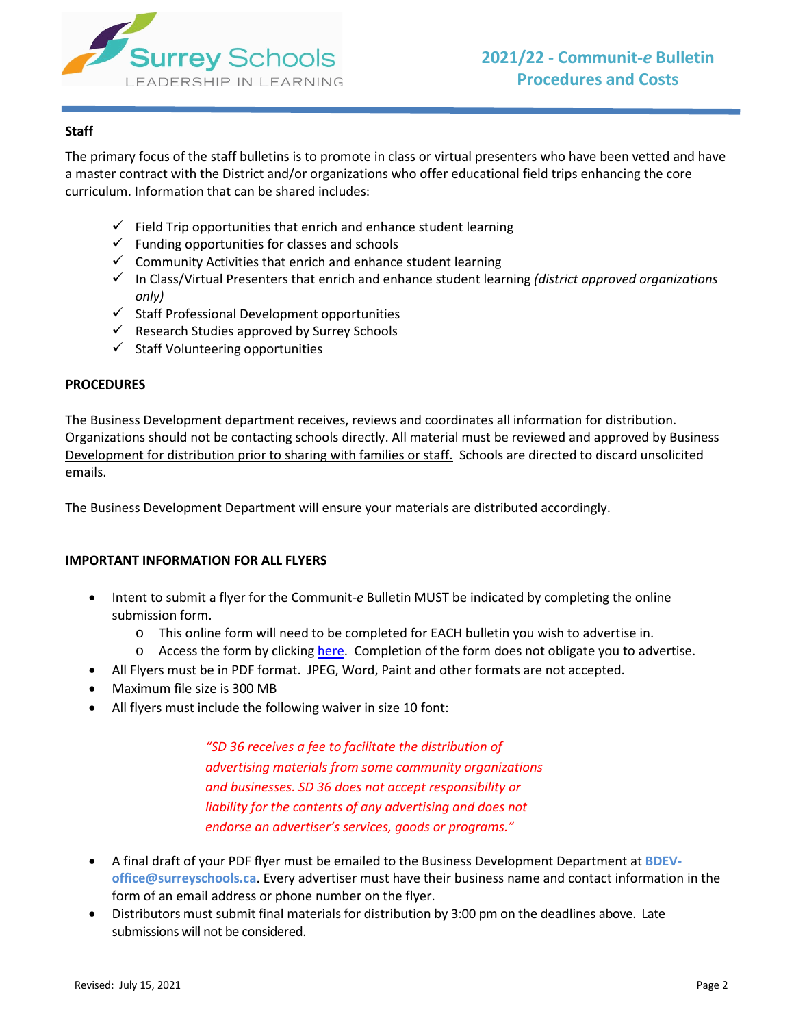**Staff**

The primary focus of the staff bulletins is to promote in class or virtual presenters who have been vetted and have a master contract with the District and/or organizations who offer educational field trips enhancing the core curriculum. Information that can be shared includes:

- ✓ Field Trip opportunities that enrich and enhance student learning
- ✓ Funding opportunities for classes and schools
- ✓ Community Activities that enrich and enhance student learning
- ✓ In Class/Virtual Presenters that enrich and enhance student learning *(district approved organizations only)*
- ✓ Staff Professional Development opportunities
- ✓ Research Studies approved by Surrey Schools
- ✓ Staff Volunteering opportunities

**PROCEDURES**

The Business Development department receives, reviews and coordinates all information for distribution. <u>Organizations should not be contacting schools directly. All material must be reviewed and approved by Business Development for distribution prior to sharing with families or staff.</u> Schools are directed to discard unsolicited emails.

The Business Development Department will ensure your materials are distributed accordingly.

**IMPORTANT INFORMATION FOR ALL FLYERS**

- Intent to submit a flyer for the Communit-*e* Bulletin MUST be indicated by completing the online submission form.
  - This online form will need to be completed for EACH bulletin you wish to advertise in.
  - Access the form by clicking here. Completion of the form does not obligate you to advertise.
- All Flyers must be in PDF format. JPEG, Word, Paint and other formats are not accepted.
- Maximum file size is 300 MB
- All flyers must include the following waiver in size 10 font:

  *"SD 36 receives a fee to facilitate the distribution of advertising materials from some community organizations and businesses. SD 36 does not accept responsibility or liability for the contents of any advertising and does not endorse an advertiser's services, goods or programs."*

- A final draft of your PDF flyer must be emailed to the Business Development Department at **BDEV-office@surreyschools.ca**. Every advertiser must have their business name and contact information in the form of an email address or phone number on the flyer.
- Distributors must submit final materials for distribution by 3:00 pm on the deadlines above. Late submissions will not be considered.

Revised: July 15, 2021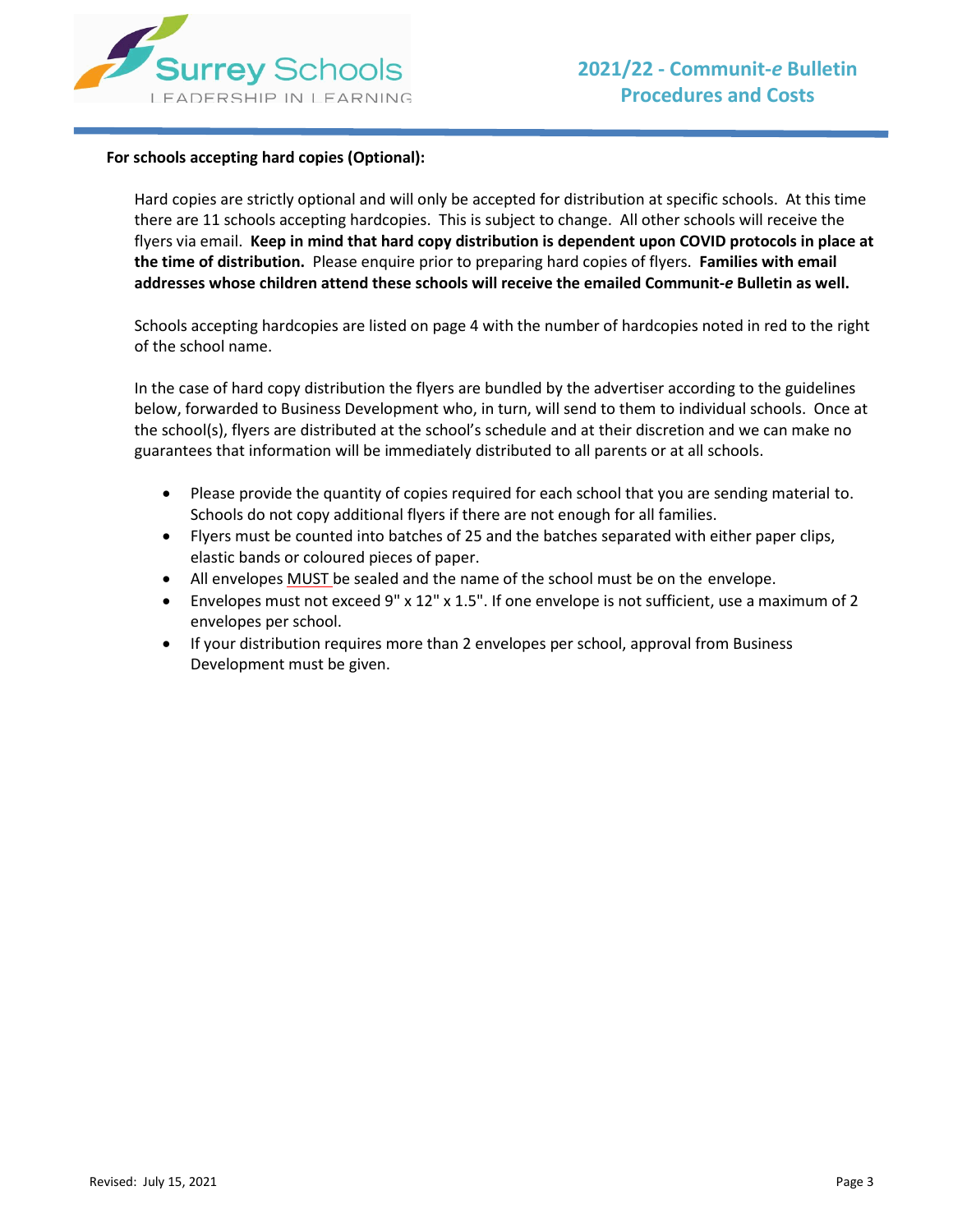**For schools accepting hard copies (Optional):**

Hard copies are strictly optional and will only be accepted for distribution at specific schools. At this time there are 11 schools accepting hardcopies. This is subject to change. All other schools will receive the flyers via email. **Keep in mind that hard copy distribution is dependent upon COVID protocols in place at the time of distribution.** Please enquire prior to preparing hard copies of flyers. **Families with email addresses whose children attend these schools will receive the emailed Communit-*e* Bulletin as well.**

Schools accepting hardcopies are listed on page 4 with the number of hardcopies noted in red to the right of the school name.

In the case of hard copy distribution the flyers are bundled by the advertiser according to the guidelines below, forwarded to Business Development who, in turn, will send to them to individual schools. Once at the school(s), flyers are distributed at the school's schedule and at their discretion and we can make no guarantees that information will be immediately distributed to all parents or at all schools.

- Please provide the quantity of copies required for each school that you are sending material to. Schools do not copy additional flyers if there are not enough for all families.
- Flyers must be counted into batches of 25 and the batches separated with either paper clips, elastic bands or coloured pieces of paper.
- All envelopes <u>MUST</u> be sealed and the name of the school must be on the envelope.
- Envelopes must not exceed 9" x 12" x 1.5". If one envelope is not sufficient, use a maximum of 2 envelopes per school.
- If your distribution requires more than 2 envelopes per school, approval from Business Development must be given.

Revised: July 15, 2021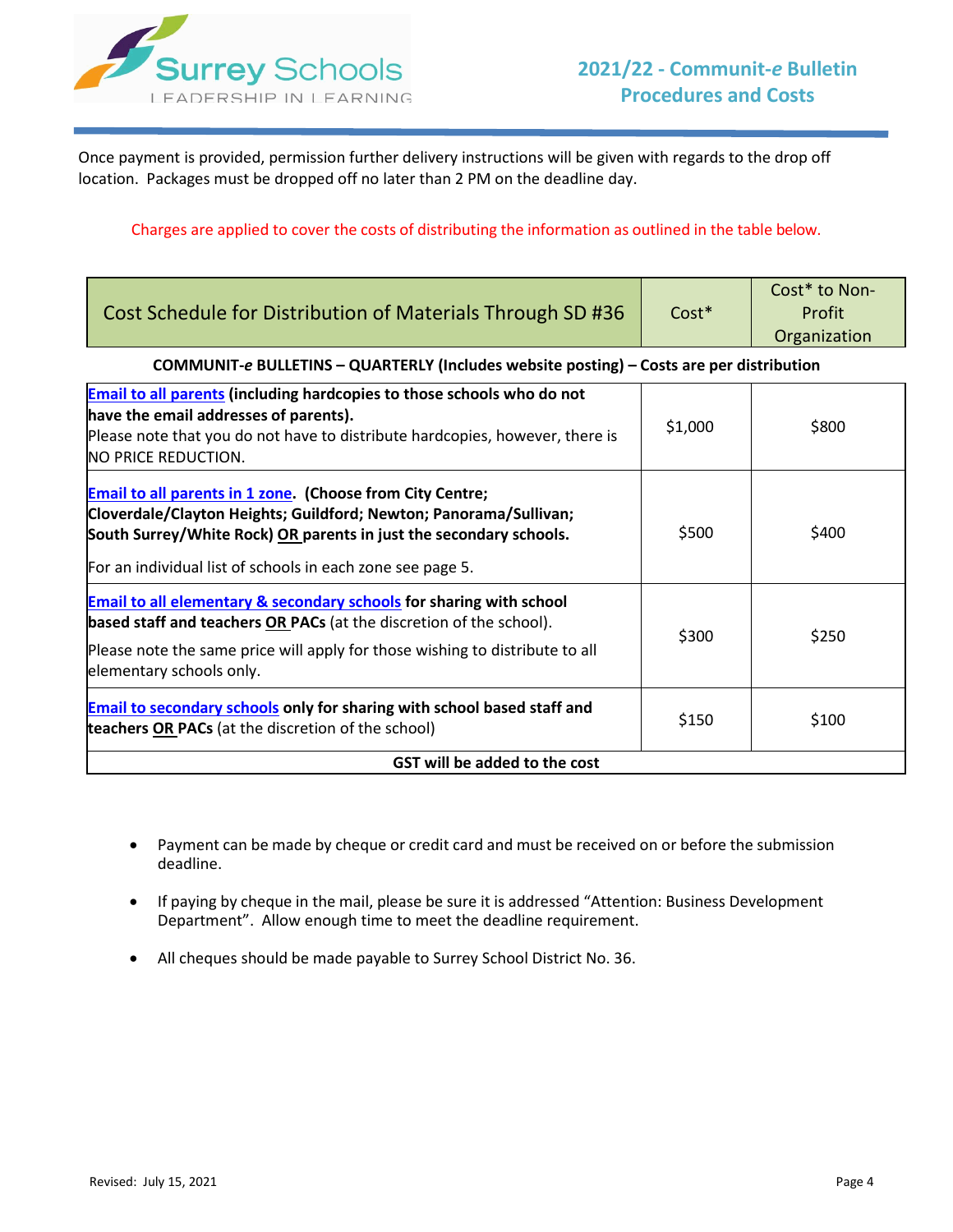Once payment is provided, permission further delivery instructions will be given with regards to the drop off location. Packages must be dropped off no later than 2 PM on the deadline day.

Charges are applied to cover the costs of distributing the information as outlined in the table below.

| Cost Schedule for Distribution of Materials Through SD #36 | Cost* | Cost* to Non-Profit Organization |
|---|---|---|
| **COMMUNIT-*e* BULLETINS – QUARTERLY (Includes website posting) – Costs are per distribution** | | |
| **Email to all parents (including hardcopies to those schools who do not have the email addresses of parents).** Please note that you do not have to distribute hardcopies, however, there is NO PRICE REDUCTION. | $1,000 | $800 |
| **Email to all parents in 1 zone. (Choose from City Centre; Cloverdale/Clayton Heights; Guildford; Newton; Panorama/Sullivan; South Surrey/White Rock) OR parents in just the secondary schools.** For an individual list of schools in each zone see page 5. | $500 | $400 |
| **Email to all elementary & secondary schools for sharing with school based staff and teachers OR PACs** (at the discretion of the school). Please note the same price will apply for those wishing to distribute to all elementary schools only. | $300 | $250 |
| **Email to secondary schools only for sharing with school based staff and teachers OR PACs** (at the discretion of the school) | $150 | $100 |
| **GST will be added to the cost** | | |

- Payment can be made by cheque or credit card and must be received on or before the submission deadline.
- If paying by cheque in the mail, please be sure it is addressed "Attention: Business Development Department". Allow enough time to meet the deadline requirement.
- All cheques should be made payable to Surrey School District No. 36.

Revised: July 15, 2021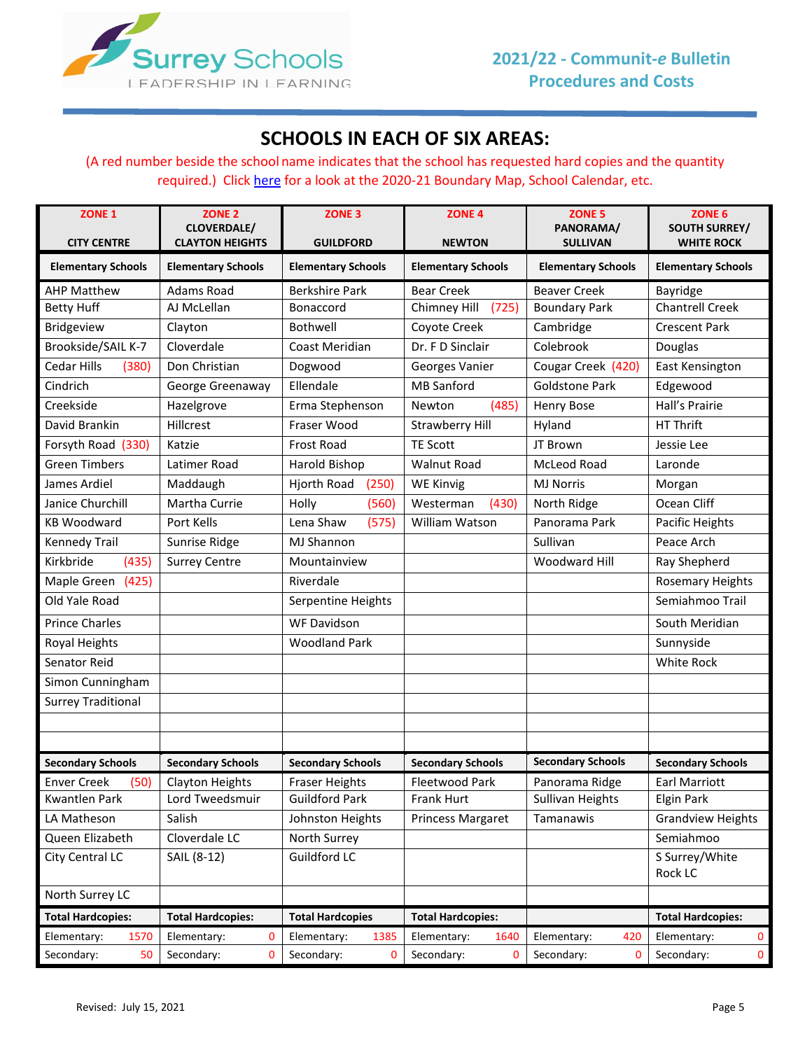Surrey Schools
LEADERSHIP IN LEARNING

**2021/22 - Communit-*e* Bulletin**
**Procedures and Costs**

## SCHOOLS IN EACH OF SIX AREAS:

(A red number beside the school name indicates that the school has requested hard copies and the quantity required.) Click here for a look at the 2020-21 Boundary Map, School Calendar, etc.

| ZONE 1 CITY CENTRE | ZONE 2 CLOVERDALE/ CLAYTON HEIGHTS | ZONE 3 GUILDFORD | ZONE 4 NEWTON | ZONE 5 PANORAMA/ SULLIVAN | ZONE 6 SOUTH SURREY/ WHITE ROCK |
|---|---|---|---|---|---|
| **Elementary Schools** | **Elementary Schools** | **Elementary Schools** | **Elementary Schools** | **Elementary Schools** | **Elementary Schools** |
| AHP Matthew | Adams Road | Berkshire Park | Bear Creek | Beaver Creek | Bayridge |
| Betty Huff | AJ McLellan | Bonaccord | Chimney Hill (725) | Boundary Park | Chantrell Creek |
| Bridgeview | Clayton | Bothwell | Coyote Creek | Cambridge | Crescent Park |
| Brookside/SAIL K-7 | Cloverdale | Coast Meridian | Dr. F D Sinclair | Colebrook | Douglas |
| Cedar Hills (380) | Don Christian | Dogwood | Georges Vanier | Cougar Creek (420) | East Kensington |
| Cindrich | George Greenaway | Ellendale | MB Sanford | Goldstone Park | Edgewood |
| Creekside | Hazelgrove | Erma Stephenson | Newton (485) | Henry Bose | Hall's Prairie |
| David Brankin | Hillcrest | Fraser Wood | Strawberry Hill | Hyland | HT Thrift |
| Forsyth Road (330) | Katzie | Frost Road | TE Scott | JT Brown | Jessie Lee |
| Green Timbers | Latimer Road | Harold Bishop | Walnut Road | McLeod Road | Laronde |
| James Ardiel | Maddaugh | Hjorth Road (250) | WE Kinvig | MJ Norris | Morgan |
| Janice Churchill | Martha Currie | Holly (560) | Westerman (430) | North Ridge | Ocean Cliff |
| KB Woodward | Port Kells | Lena Shaw (575) | William Watson | Panorama Park | Pacific Heights |
| Kennedy Trail | Sunrise Ridge | MJ Shannon | | Sullivan | Peace Arch |
| Kirkbride (435) | Surrey Centre | Mountainview | | Woodward Hill | Ray Shepherd |
| Maple Green (425) | | Riverdale | | | Rosemary Heights |
| Old Yale Road | | Serpentine Heights | | | Semiahmoo Trail |
| Prince Charles | | WF Davidson | | | South Meridian |
| Royal Heights | | Woodland Park | | | Sunnyside |
| Senator Reid | | | | | White Rock |
| Simon Cunningham | | | | | |
| Surrey Traditional | | | | | |
| | | | | | |
| | | | | | |
| **Secondary Schools** | **Secondary Schools** | **Secondary Schools** | **Secondary Schools** | **Secondary Schools** | **Secondary Schools** |
| Enver Creek (50) | Clayton Heights | Fraser Heights | Fleetwood Park | Panorama Ridge | Earl Marriott |
| Kwantlen Park | Lord Tweedsmuir | Guildford Park | Frank Hurt | Sullivan Heights | Elgin Park |
| LA Matheson | Salish | Johnston Heights | Princess Margaret | Tamanawis | Grandview Heights |
| Queen Elizabeth | Cloverdale LC | North Surrey | | | Semiahmoo |
| City Central LC | SAIL (8-12) | Guildford LC | | | S Surrey/White Rock LC |
| North Surrey LC | | | | | |
| **Total Hardcopies:** | **Total Hardcopies:** | **Total Hardcopies** | **Total Hardcopies:** | | **Total Hardcopies:** |
| Elementary: 1570 | Elementary: 0 | Elementary: 1385 | Elementary: 1640 | Elementary: 420 | Elementary: 0 |
| Secondary: 50 | Secondary: 0 | Secondary: 0 | Secondary: 0 | Secondary: 0 | Secondary: 0 |

Revised: July 15, 2021